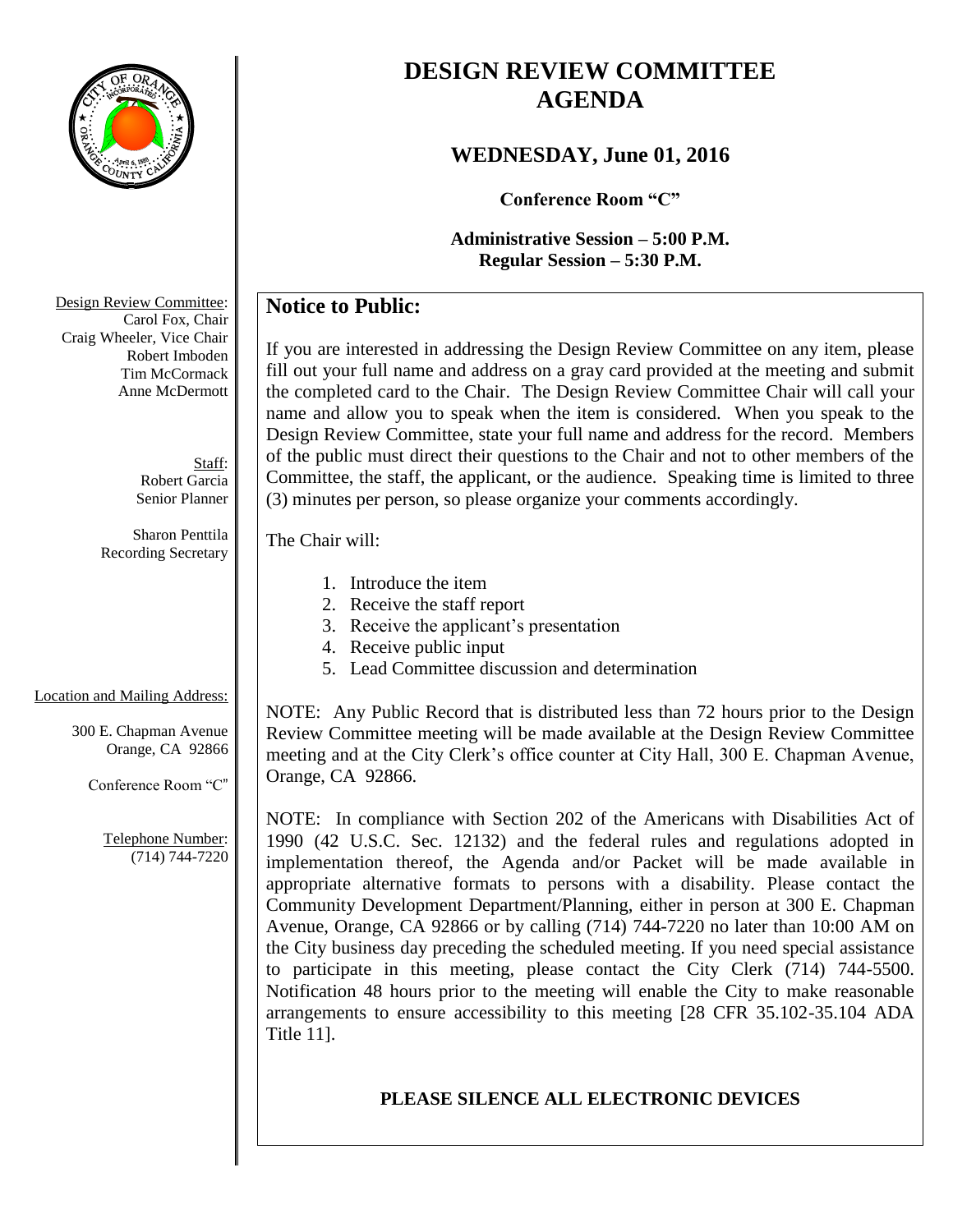# DESIGN REVIEW COMMITTEE AGENDA

## WEDNESDAY, June 01, 2016

**Conference Room "C"**

**Administrative Session – 5:00 P.M.**
**Regular Session – 5:30 P.M.**

Design Review Committee:
Carol Fox, Chair
Craig Wheeler, Vice Chair
Robert Imboden
Tim McCormack
Anne McDermott

Staff:
Robert Garcia
Senior Planner

Sharon Penttila
Recording Secretary

Location and Mailing Address:

300 E. Chapman Avenue
Orange, CA 92866

Conference Room "C"

Telephone Number:
(714) 744-7220

### Notice to Public:

If you are interested in addressing the Design Review Committee on any item, please fill out your full name and address on a gray card provided at the meeting and submit the completed card to the Chair. The Design Review Committee Chair will call your name and allow you to speak when the item is considered. When you speak to the Design Review Committee, state your full name and address for the record. Members of the public must direct their questions to the Chair and not to other members of the Committee, the staff, the applicant, or the audience. Speaking time is limited to three (3) minutes per person, so please organize your comments accordingly.

The Chair will:

1. Introduce the item
2. Receive the staff report
3. Receive the applicant's presentation
4. Receive public input
5. Lead Committee discussion and determination

NOTE: Any Public Record that is distributed less than 72 hours prior to the Design Review Committee meeting will be made available at the Design Review Committee meeting and at the City Clerk's office counter at City Hall, 300 E. Chapman Avenue, Orange, CA 92866.

NOTE: In compliance with Section 202 of the Americans with Disabilities Act of 1990 (42 U.S.C. Sec. 12132) and the federal rules and regulations adopted in implementation thereof, the Agenda and/or Packet will be made available in appropriate alternative formats to persons with a disability. Please contact the Community Development Department/Planning, either in person at 300 E. Chapman Avenue, Orange, CA 92866 or by calling (714) 744-7220 no later than 10:00 AM on the City business day preceding the scheduled meeting. If you need special assistance to participate in this meeting, please contact the City Clerk (714) 744-5500. Notification 48 hours prior to the meeting will enable the City to make reasonable arrangements to ensure accessibility to this meeting [28 CFR 35.102-35.104 ADA Title 11].

**PLEASE SILENCE ALL ELECTRONIC DEVICES**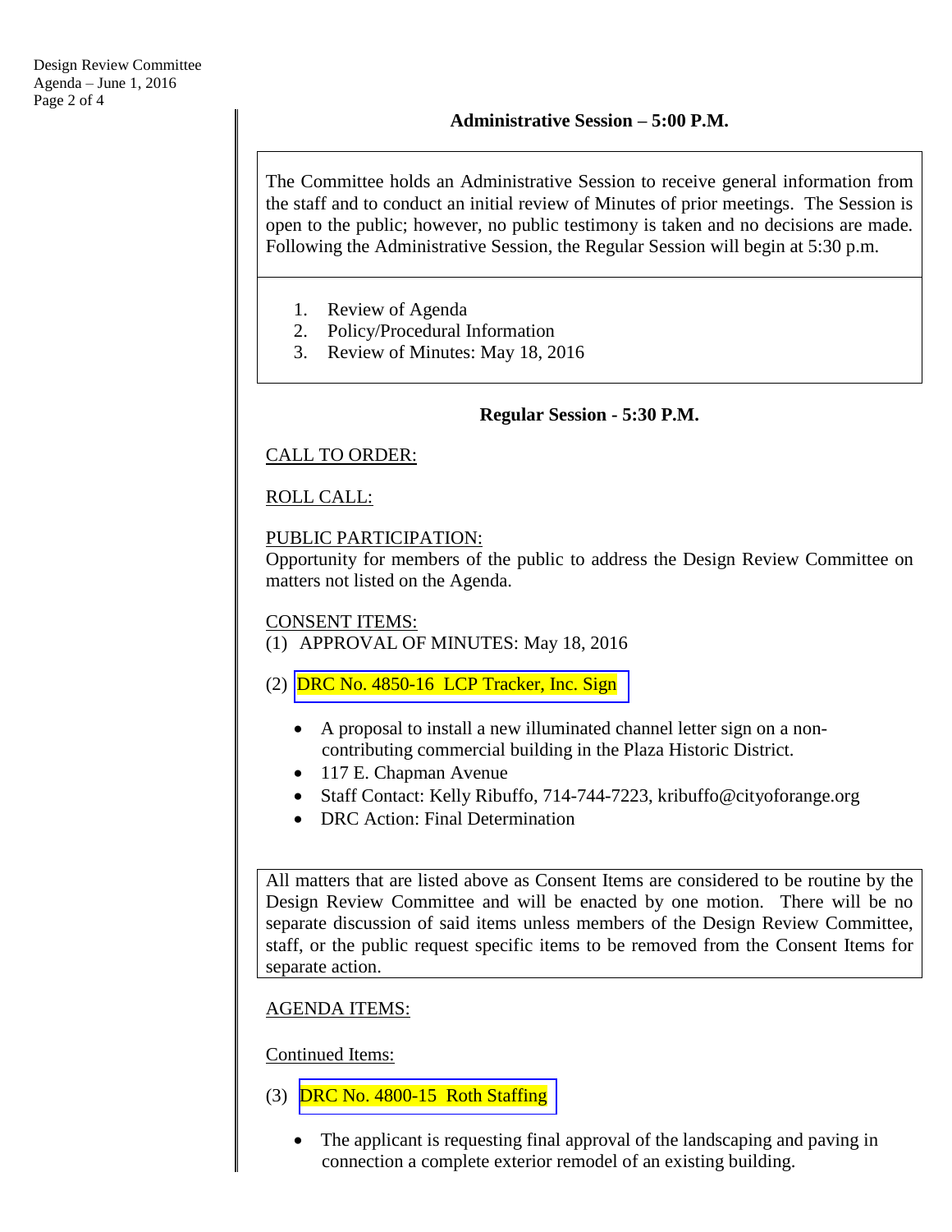## Administrative Session – 5:00 P.M.

The Committee holds an Administrative Session to receive general information from the staff and to conduct an initial review of Minutes of prior meetings. The Session is open to the public; however, no public testimony is taken and no decisions are made. Following the Administrative Session, the Regular Session will begin at 5:30 p.m.

1. Review of Agenda
2. Policy/Procedural Information
3. Review of Minutes: May 18, 2016

## Regular Session - 5:30 P.M.

CALL TO ORDER:

ROLL CALL:

PUBLIC PARTICIPATION:
Opportunity for members of the public to address the Design Review Committee on matters not listed on the Agenda.

CONSENT ITEMS:

(1) APPROVAL OF MINUTES: May 18, 2016

(2) DRC No. 4850-16 LCP Tracker, Inc. Sign

- A proposal to install a new illuminated channel letter sign on a non-contributing commercial building in the Plaza Historic District.
- 117 E. Chapman Avenue
- Staff Contact: Kelly Ribuffo, 714-744-7223, kribuffo@cityoforange.org
- DRC Action: Final Determination

All matters that are listed above as Consent Items are considered to be routine by the Design Review Committee and will be enacted by one motion. There will be no separate discussion of said items unless members of the Design Review Committee, staff, or the public request specific items to be removed from the Consent Items for separate action.

AGENDA ITEMS:

Continued Items:

(3) DRC No. 4800-15 Roth Staffing

- The applicant is requesting final approval of the landscaping and paving in connection a complete exterior remodel of an existing building.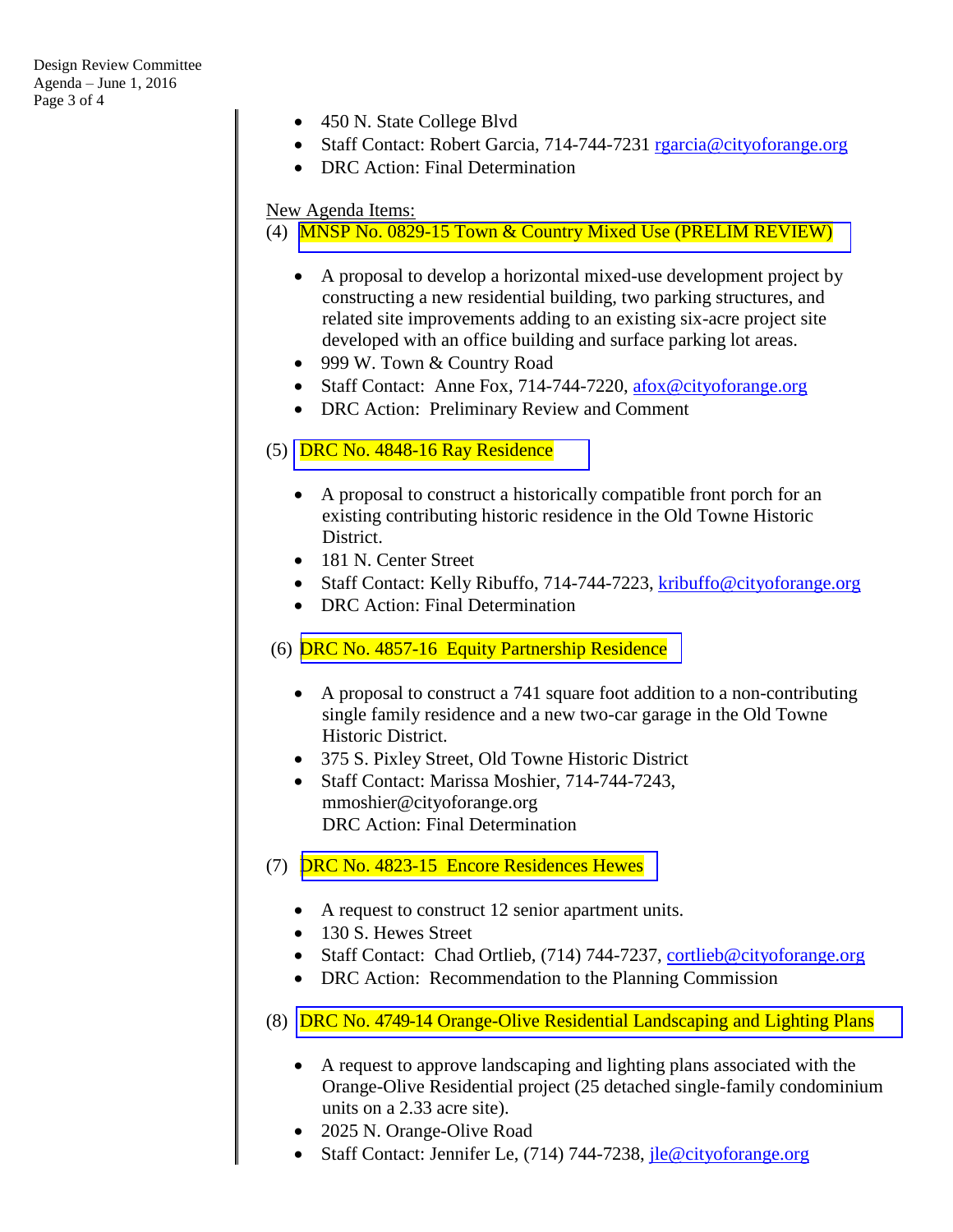- 450 N. State College Blvd
- Staff Contact: Robert Garcia, 714-744-7231 rgarcia@cityoforange.org
- DRC Action: Final Determination

New Agenda Items:

(4) MNSP No. 0829-15 Town & Country Mixed Use (PRELIM REVIEW)

- A proposal to develop a horizontal mixed-use development project by constructing a new residential building, two parking structures, and related site improvements adding to an existing six-acre project site developed with an office building and surface parking lot areas.
- 999 W. Town & Country Road
- Staff Contact: Anne Fox, 714-744-7220, afox@cityoforange.org
- DRC Action: Preliminary Review and Comment

(5) DRC No. 4848-16 Ray Residence

- A proposal to construct a historically compatible front porch for an existing contributing historic residence in the Old Towne Historic District.
- 181 N. Center Street
- Staff Contact: Kelly Ribuffo, 714-744-7223, kribuffo@cityoforange.org
- DRC Action: Final Determination

(6) DRC No. 4857-16 Equity Partnership Residence

- A proposal to construct a 741 square foot addition to a non-contributing single family residence and a new two-car garage in the Old Towne Historic District.
- 375 S. Pixley Street, Old Towne Historic District
- Staff Contact: Marissa Moshier, 714-744-7243, mmoshier@cityoforange.org
  DRC Action: Final Determination

(7) DRC No. 4823-15 Encore Residences Hewes

- A request to construct 12 senior apartment units.
- 130 S. Hewes Street
- Staff Contact: Chad Ortlieb, (714) 744-7237, cortlieb@cityoforange.org
- DRC Action: Recommendation to the Planning Commission

(8) DRC No. 4749-14 Orange-Olive Residential Landscaping and Lighting Plans

- A request to approve landscaping and lighting plans associated with the Orange-Olive Residential project (25 detached single-family condominium units on a 2.33 acre site).
- 2025 N. Orange-Olive Road
- Staff Contact: Jennifer Le, (714) 744-7238, jle@cityoforange.org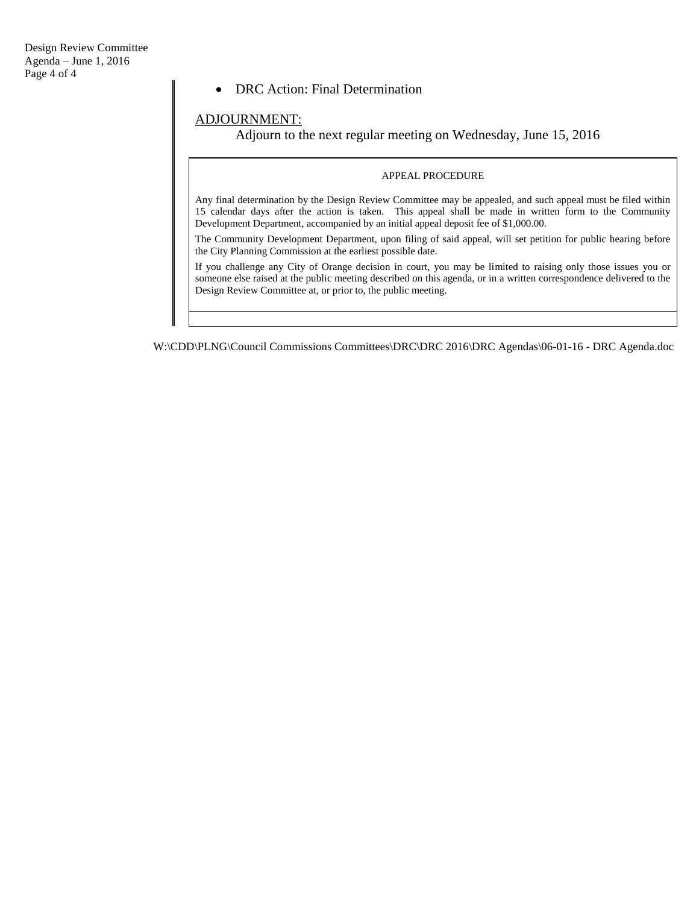- DRC Action: Final Determination

ADJOURNMENT:

Adjourn to the next regular meeting on Wednesday, June 15, 2016

APPEAL PROCEDURE

Any final determination by the Design Review Committee may be appealed, and such appeal must be filed within 15 calendar days after the action is taken. This appeal shall be made in written form to the Community Development Department, accompanied by an initial appeal deposit fee of $1,000.00.

The Community Development Department, upon filing of said appeal, will set petition for public hearing before the City Planning Commission at the earliest possible date.

If you challenge any City of Orange decision in court, you may be limited to raising only those issues you or someone else raised at the public meeting described on this agenda, or in a written correspondence delivered to the Design Review Committee at, or prior to, the public meeting.

W:\CDD\PLNG\Council Commissions Committees\DRC\DRC 2016\DRC Agendas\06-01-16 - DRC Agenda.doc